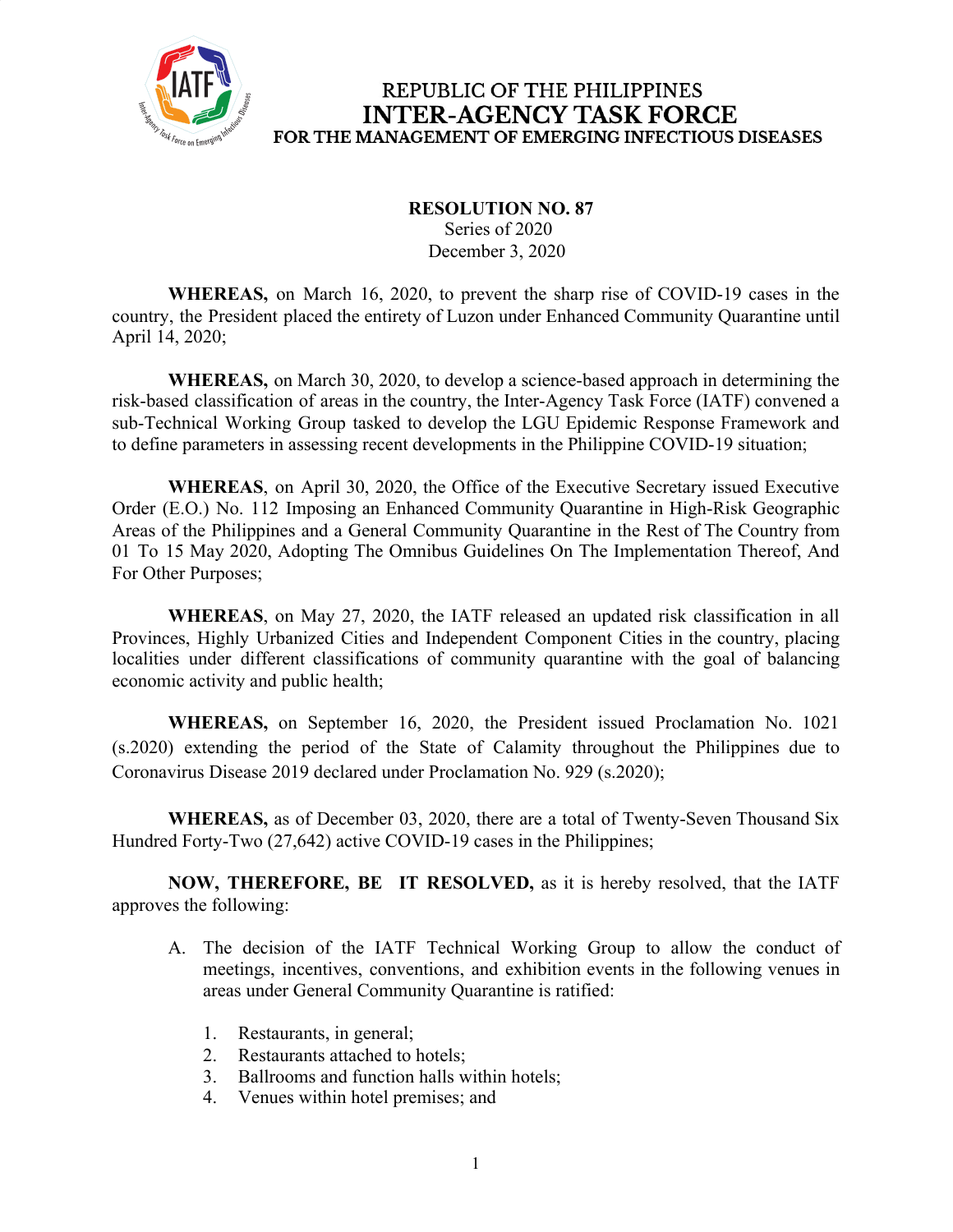REPUBLIC OF THE PHILIPPINES
**INTER-AGENCY TASK FORCE**
**FOR THE MANAGEMENT OF EMERGING INFECTIOUS DISEASES**

**RESOLUTION NO. 87**
Series of 2020
December 3, 2020

**WHEREAS,** on March 16, 2020, to prevent the sharp rise of COVID-19 cases in the country, the President placed the entirety of Luzon under Enhanced Community Quarantine until April 14, 2020;

**WHEREAS,** on March 30, 2020, to develop a science-based approach in determining the risk-based classification of areas in the country, the Inter-Agency Task Force (IATF) convened a sub-Technical Working Group tasked to develop the LGU Epidemic Response Framework and to define parameters in assessing recent developments in the Philippine COVID-19 situation;

**WHEREAS**, on April 30, 2020, the Office of the Executive Secretary issued Executive Order (E.O.) No. 112 Imposing an Enhanced Community Quarantine in High-Risk Geographic Areas of the Philippines and a General Community Quarantine in the Rest of The Country from 01 To 15 May 2020, Adopting The Omnibus Guidelines On The Implementation Thereof, And For Other Purposes;

**WHEREAS**, on May 27, 2020, the IATF released an updated risk classification in all Provinces, Highly Urbanized Cities and Independent Component Cities in the country, placing localities under different classifications of community quarantine with the goal of balancing economic activity and public health;

**WHEREAS,** on September 16, 2020, the President issued Proclamation No. 1021 (s.2020) extending the period of the State of Calamity throughout the Philippines due to Coronavirus Disease 2019 declared under Proclamation No. 929 (s.2020);

**WHEREAS,** as of December 03, 2020, there are a total of Twenty-Seven Thousand Six Hundred Forty-Two (27,642) active COVID-19 cases in the Philippines;

**NOW, THEREFORE, BE IT RESOLVED,** as it is hereby resolved, that the IATF approves the following:

A. The decision of the IATF Technical Working Group to allow the conduct of meetings, incentives, conventions, and exhibition events in the following venues in areas under General Community Quarantine is ratified:

   1. Restaurants, in general;
   2. Restaurants attached to hotels;
   3. Ballrooms and function halls within hotels;
   4. Venues within hotel premises; and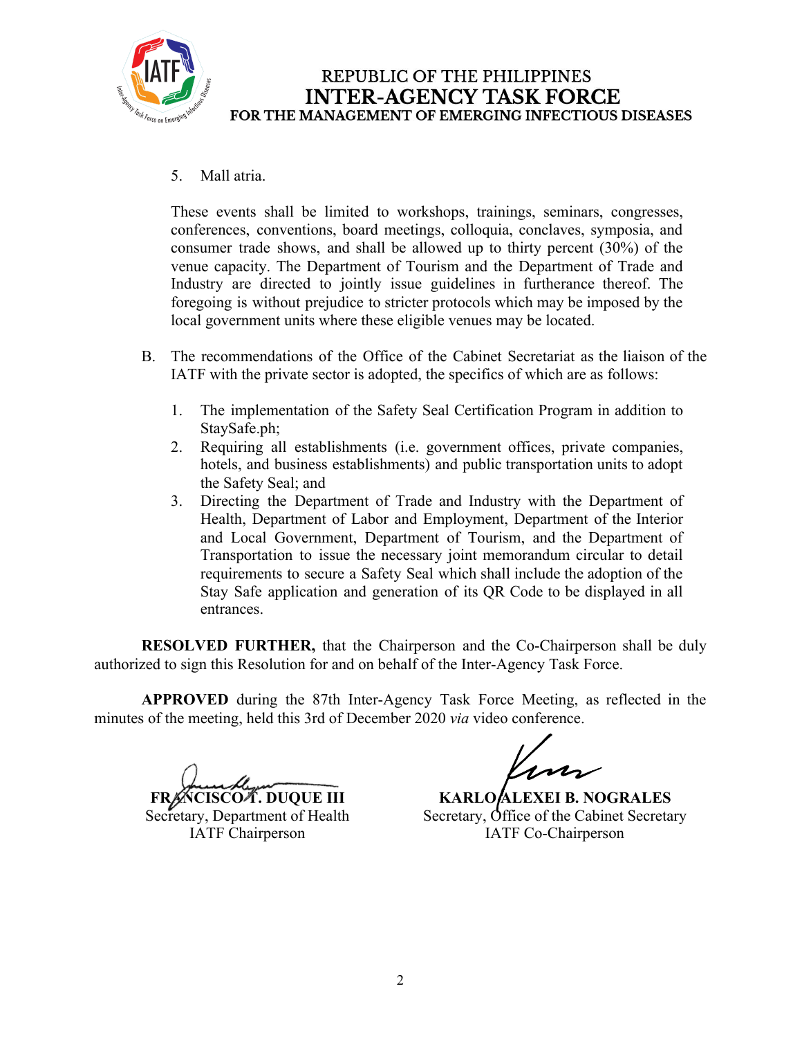5. Mall atria.

These events shall be limited to workshops, trainings, seminars, congresses, conferences, conventions, board meetings, colloquia, conclaves, symposia, and consumer trade shows, and shall be allowed up to thirty percent (30%) of the venue capacity. The Department of Tourism and the Department of Trade and Industry are directed to jointly issue guidelines in furtherance thereof. The foregoing is without prejudice to stricter protocols which may be imposed by the local government units where these eligible venues may be located.

B. The recommendations of the Office of the Cabinet Secretariat as the liaison of the IATF with the private sector is adopted, the specifics of which are as follows:

1. The implementation of the Safety Seal Certification Program in addition to StaySafe.ph;
2. Requiring all establishments (i.e. government offices, private companies, hotels, and business establishments) and public transportation units to adopt the Safety Seal; and
3. Directing the Department of Trade and Industry with the Department of Health, Department of Labor and Employment, Department of the Interior and Local Government, Department of Tourism, and the Department of Transportation to issue the necessary joint memorandum circular to detail requirements to secure a Safety Seal which shall include the adoption of the Stay Safe application and generation of its QR Code to be displayed in all entrances.

**RESOLVED FURTHER,** that the Chairperson and the Co-Chairperson shall be duly authorized to sign this Resolution for and on behalf of the Inter-Agency Task Force.

**APPROVED** during the 87th Inter-Agency Task Force Meeting, as reflected in the minutes of the meeting, held this 3rd of December 2020 *via* video conference.

**FRANCISCO T. DUQUE III**
Secretary, Department of Health
IATF Chairperson

**KARLO ALEXEI B. NOGRALES**
Secretary, Office of the Cabinet Secretary
IATF Co-Chairperson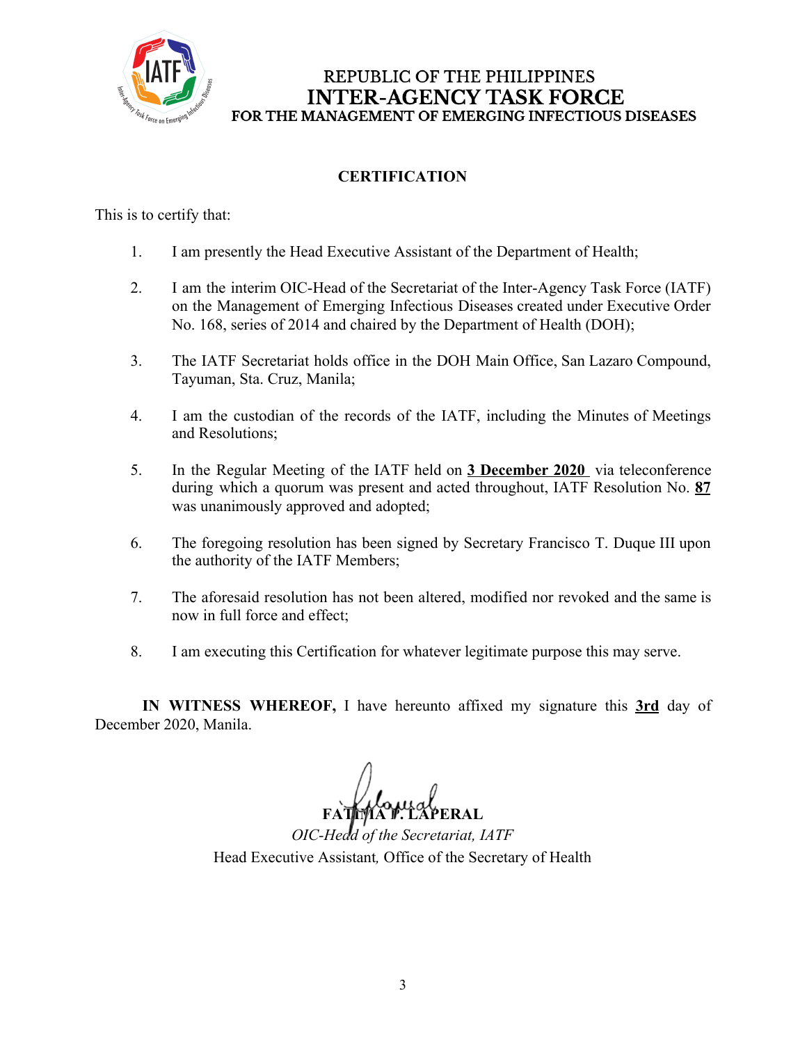REPUBLIC OF THE PHILIPPINES
**INTER-AGENCY TASK FORCE**
**FOR THE MANAGEMENT OF EMERGING INFECTIOUS DISEASES**

## CERTIFICATION

This is to certify that:

1. I am presently the Head Executive Assistant of the Department of Health;

2. I am the interim OIC-Head of the Secretariat of the Inter-Agency Task Force (IATF) on the Management of Emerging Infectious Diseases created under Executive Order No. 168, series of 2014 and chaired by the Department of Health (DOH);

3. The IATF Secretariat holds office in the DOH Main Office, San Lazaro Compound, Tayuman, Sta. Cruz, Manila;

4. I am the custodian of the records of the IATF, including the Minutes of Meetings and Resolutions;

5. In the Regular Meeting of the IATF held on **3 December 2020** via teleconference during which a quorum was present and acted throughout, IATF Resolution No. **87** was unanimously approved and adopted;

6. The foregoing resolution has been signed by Secretary Francisco T. Duque III upon the authority of the IATF Members;

7. The aforesaid resolution has not been altered, modified nor revoked and the same is now in full force and effect;

8. I am executing this Certification for whatever legitimate purpose this may serve.

**IN WITNESS WHEREOF,** I have hereunto affixed my signature this **3rd** day of December 2020, Manila.

**FATIMA P. LAPERAL**
*OIC-Head of the Secretariat, IATF*
Head Executive Assistant, Office of the Secretary of Health